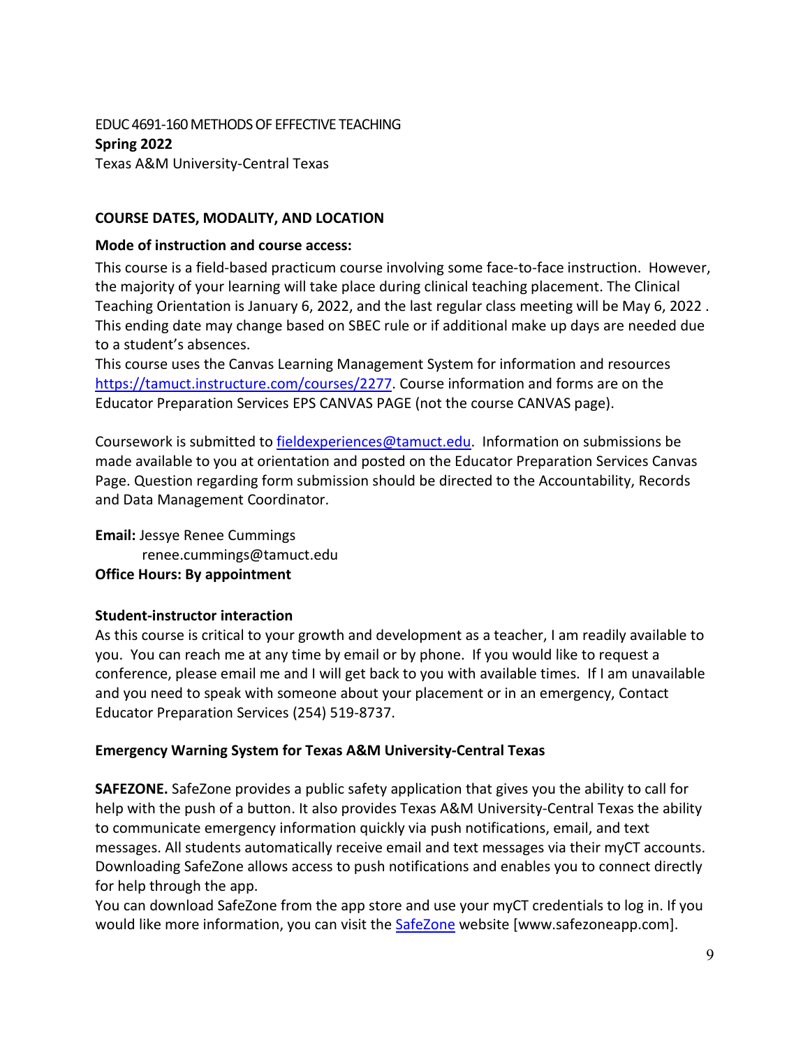EDUC 4691-160 METHODS OF EFFECTIVE TEACHING
**Spring 2022**
Texas A&M University-Central Texas

**COURSE DATES, MODALITY, AND LOCATION**

**Mode of instruction and course access:**

This course is a field-based practicum course involving some face-to-face instruction. However, the majority of your learning will take place during clinical teaching placement. The Clinical Teaching Orientation is January 6, 2022, and the last regular class meeting will be May 6, 2022 . This ending date may change based on SBEC rule or if additional make up days are needed due to a student's absences.
This course uses the Canvas Learning Management System for information and resources [https://tamuct.instructure.com/courses/2277](https://tamuct.instructure.com/courses/2277). Course information and forms are on the Educator Preparation Services EPS CANVAS PAGE (not the course CANVAS page).

Coursework is submitted to [fieldexperiences@tamuct.edu](mailto:fieldexperiences@tamuct.edu). Information on submissions be made available to you at orientation and posted on the Educator Preparation Services Canvas Page. Question regarding form submission should be directed to the Accountability, Records and Data Management Coordinator.

**Email:** Jessye Renee Cummings
renee.cummings@tamuct.edu
**Office Hours: By appointment**

**Student-instructor interaction**

As this course is critical to your growth and development as a teacher, I am readily available to you. You can reach me at any time by email or by phone. If you would like to request a conference, please email me and I will get back to you with available times. If I am unavailable and you need to speak with someone about your placement or in an emergency, Contact Educator Preparation Services (254) 519-8737.

**Emergency Warning System for Texas A&M University-Central Texas**

**SAFEZONE.** SafeZone provides a public safety application that gives you the ability to call for help with the push of a button. It also provides Texas A&M University-Central Texas the ability to communicate emergency information quickly via push notifications, email, and text messages. All students automatically receive email and text messages via their myCT accounts. Downloading SafeZone allows access to push notifications and enables you to connect directly for help through the app.
You can download SafeZone from the app store and use your myCT credentials to log in. If you would like more information, you can visit the [SafeZone](http://www.safezoneapp.com) website [www.safezoneapp.com].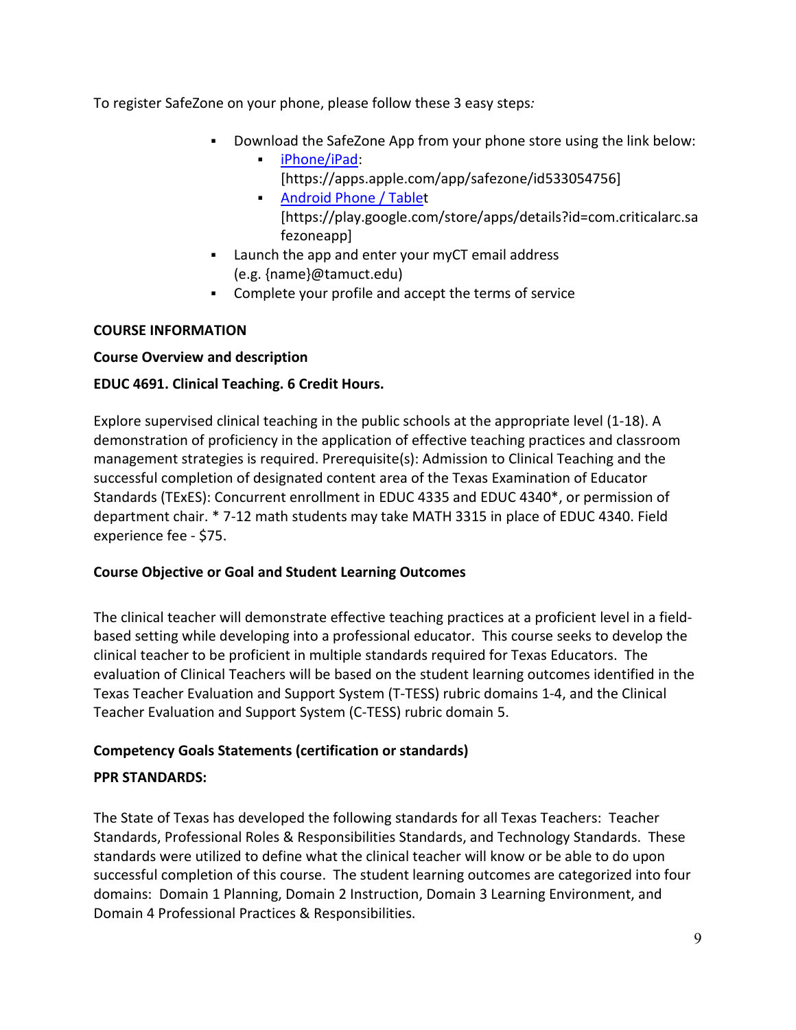To register SafeZone on your phone, please follow these 3 easy steps*:*

- Download the SafeZone App from your phone store using the link below:
  - iPhone/iPad: [https://apps.apple.com/app/safezone/id533054756]
  - Android Phone / Tablet [https://play.google.com/store/apps/details?id=com.criticalarc.safezoneapp]
- Launch the app and enter your myCT email address (e.g. {name}@tamuct.edu)
- Complete your profile and accept the terms of service

**COURSE INFORMATION**

**Course Overview and description**

**EDUC 4691. Clinical Teaching. 6 Credit Hours.**

Explore supervised clinical teaching in the public schools at the appropriate level (1-18). A demonstration of proficiency in the application of effective teaching practices and classroom management strategies is required. Prerequisite(s): Admission to Clinical Teaching and the successful completion of designated content area of the Texas Examination of Educator Standards (TExES): Concurrent enrollment in EDUC 4335 and EDUC 4340*, or permission of department chair. * 7-12 math students may take MATH 3315 in place of EDUC 4340. Field experience fee - $75.

**Course Objective or Goal and Student Learning Outcomes**

The clinical teacher will demonstrate effective teaching practices at a proficient level in a field-based setting while developing into a professional educator. This course seeks to develop the clinical teacher to be proficient in multiple standards required for Texas Educators. The evaluation of Clinical Teachers will be based on the student learning outcomes identified in the Texas Teacher Evaluation and Support System (T-TESS) rubric domains 1-4, and the Clinical Teacher Evaluation and Support System (C-TESS) rubric domain 5.

**Competency Goals Statements (certification or standards)**

**PPR STANDARDS:**

The State of Texas has developed the following standards for all Texas Teachers: Teacher Standards, Professional Roles & Responsibilities Standards, and Technology Standards. These standards were utilized to define what the clinical teacher will know or be able to do upon successful completion of this course. The student learning outcomes are categorized into four domains: Domain 1 Planning, Domain 2 Instruction, Domain 3 Learning Environment, and Domain 4 Professional Practices & Responsibilities.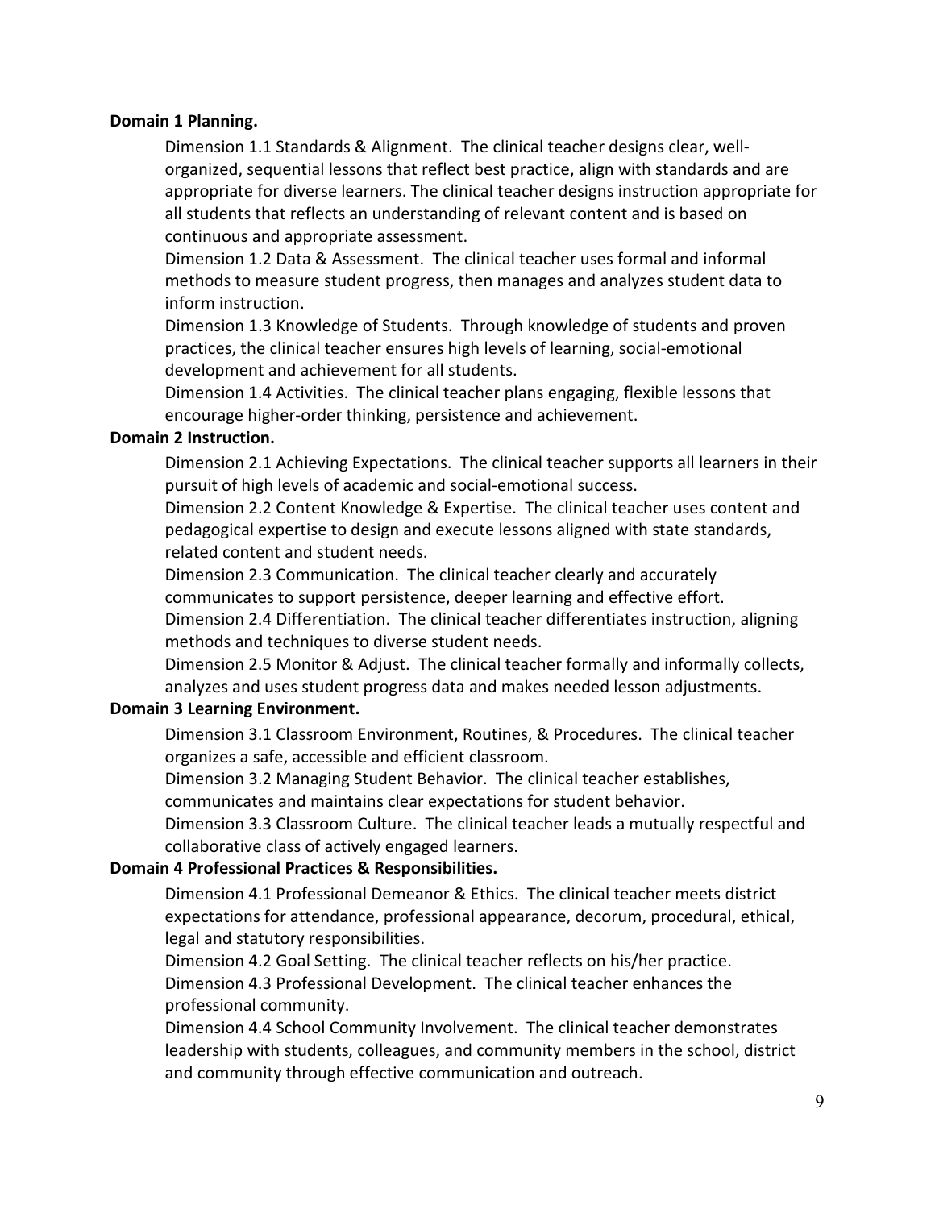**Domain 1 Planning.**

Dimension 1.1 Standards & Alignment. The clinical teacher designs clear, well-organized, sequential lessons that reflect best practice, align with standards and are appropriate for diverse learners. The clinical teacher designs instruction appropriate for all students that reflects an understanding of relevant content and is based on continuous and appropriate assessment.

Dimension 1.2 Data & Assessment. The clinical teacher uses formal and informal methods to measure student progress, then manages and analyzes student data to inform instruction.

Dimension 1.3 Knowledge of Students. Through knowledge of students and proven practices, the clinical teacher ensures high levels of learning, social-emotional development and achievement for all students.

Dimension 1.4 Activities. The clinical teacher plans engaging, flexible lessons that encourage higher-order thinking, persistence and achievement.

**Domain 2 Instruction.**

Dimension 2.1 Achieving Expectations. The clinical teacher supports all learners in their pursuit of high levels of academic and social-emotional success.

Dimension 2.2 Content Knowledge & Expertise. The clinical teacher uses content and pedagogical expertise to design and execute lessons aligned with state standards, related content and student needs.

Dimension 2.3 Communication. The clinical teacher clearly and accurately communicates to support persistence, deeper learning and effective effort.

Dimension 2.4 Differentiation. The clinical teacher differentiates instruction, aligning methods and techniques to diverse student needs.

Dimension 2.5 Monitor & Adjust. The clinical teacher formally and informally collects, analyzes and uses student progress data and makes needed lesson adjustments.

**Domain 3 Learning Environment.**

Dimension 3.1 Classroom Environment, Routines, & Procedures. The clinical teacher organizes a safe, accessible and efficient classroom.

Dimension 3.2 Managing Student Behavior. The clinical teacher establishes, communicates and maintains clear expectations for student behavior.

Dimension 3.3 Classroom Culture. The clinical teacher leads a mutually respectful and collaborative class of actively engaged learners.

**Domain 4 Professional Practices & Responsibilities.**

Dimension 4.1 Professional Demeanor & Ethics. The clinical teacher meets district expectations for attendance, professional appearance, decorum, procedural, ethical, legal and statutory responsibilities.

Dimension 4.2 Goal Setting. The clinical teacher reflects on his/her practice.

Dimension 4.3 Professional Development. The clinical teacher enhances the professional community.

Dimension 4.4 School Community Involvement. The clinical teacher demonstrates leadership with students, colleagues, and community members in the school, district and community through effective communication and outreach.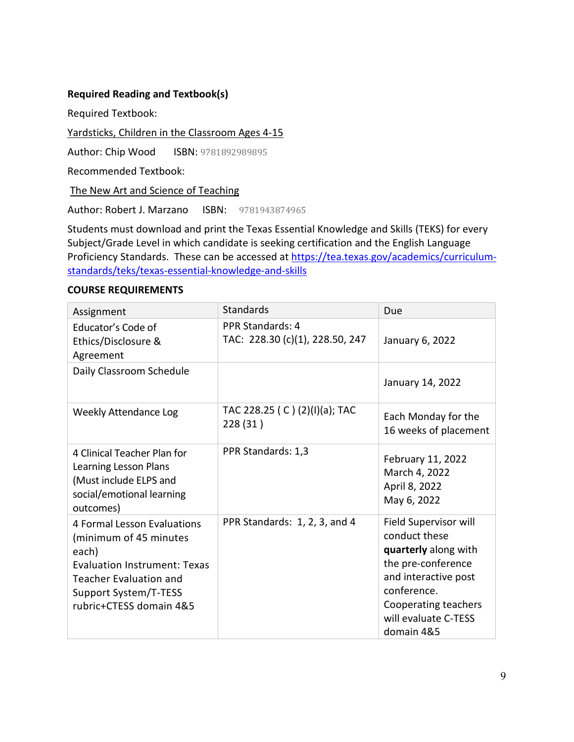**Required Reading and Textbook(s)**

Required Textbook:

Yardsticks, Children in the Classroom Ages 4-15

Author: Chip Wood    ISBN: 9781892989895

Recommended Textbook:

The New Art and Science of Teaching

Author: Robert J. Marzano    ISBN: 9781943874965

Students must download and print the Texas Essential Knowledge and Skills (TEKS) for every Subject/Grade Level in which candidate is seeking certification and the English Language Proficiency Standards. These can be accessed at https://tea.texas.gov/academics/curriculum-standards/teks/texas-essential-knowledge-and-skills

**COURSE REQUIREMENTS**

| Assignment | Standards | Due |
|---|---|---|
| Educator's Code of Ethics/Disclosure & Agreement | PPR Standards: 4<br>TAC: 228.30 (c)(1), 228.50, 247 | January 6, 2022 |
| Daily Classroom Schedule | | January 14, 2022 |
| Weekly Attendance Log | TAC 228.25 ( C ) (2)(I)(a); TAC 228 (31 ) | Each Monday for the 16 weeks of placement |
| 4 Clinical Teacher Plan for Learning Lesson Plans (Must include ELPS and social/emotional learning outcomes) | PPR Standards: 1,3 | February 11, 2022<br>March 4, 2022<br>April 8, 2022<br>May 6, 2022 |
| 4 Formal Lesson Evaluations (minimum of 45 minutes each)<br>Evaluation Instrument: Texas Teacher Evaluation and Support System/T-TESS rubric+CTESS domain 4&5 | PPR Standards: 1, 2, 3, and 4 | Field Supervisor will conduct these **quarterly** along with the pre-conference and interactive post conference. Cooperating teachers will evaluate C-TESS domain 4&5 |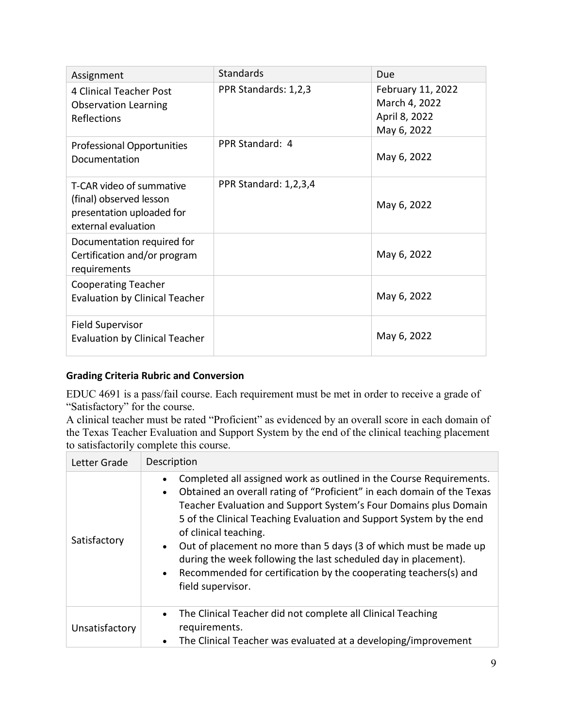| Assignment | Standards | Due |
| --- | --- | --- |
| 4 Clinical Teacher Post Observation Learning Reflections | PPR Standards: 1,2,3 | February 11, 2022<br>March 4, 2022<br>April 8, 2022<br>May 6, 2022 |
| Professional Opportunities Documentation | PPR Standard: 4 | May 6, 2022 |
| T-CAR video of summative (final) observed lesson presentation uploaded for external evaluation | PPR Standard: 1,2,3,4 | May 6, 2022 |
| Documentation required for Certification and/or program requirements | | May 6, 2022 |
| Cooperating Teacher Evaluation by Clinical Teacher | | May 6, 2022 |
| Field Supervisor Evaluation by Clinical Teacher | | May 6, 2022 |

### Grading Criteria Rubric and Conversion

EDUC 4691 is a pass/fail course. Each requirement must be met in order to receive a grade of "Satisfactory" for the course.
A clinical teacher must be rated "Proficient" as evidenced by an overall score in each domain of the Texas Teacher Evaluation and Support System by the end of the clinical teaching placement to satisfactorily complete this course.

| Letter Grade | Description |
| --- | --- |
| Satisfactory | • Completed all assigned work as outlined in the Course Requirements.<br>• Obtained an overall rating of "Proficient" in each domain of the Texas Teacher Evaluation and Support System's Four Domains plus Domain 5 of the Clinical Teaching Evaluation and Support System by the end of clinical teaching.<br>• Out of placement no more than 5 days (3 of which must be made up during the week following the last scheduled day in placement).<br>• Recommended for certification by the cooperating teachers(s) and field supervisor. |
| Unsatisfactory | • The Clinical Teacher did not complete all Clinical Teaching requirements.<br>• The Clinical Teacher was evaluated at a developing/improvement |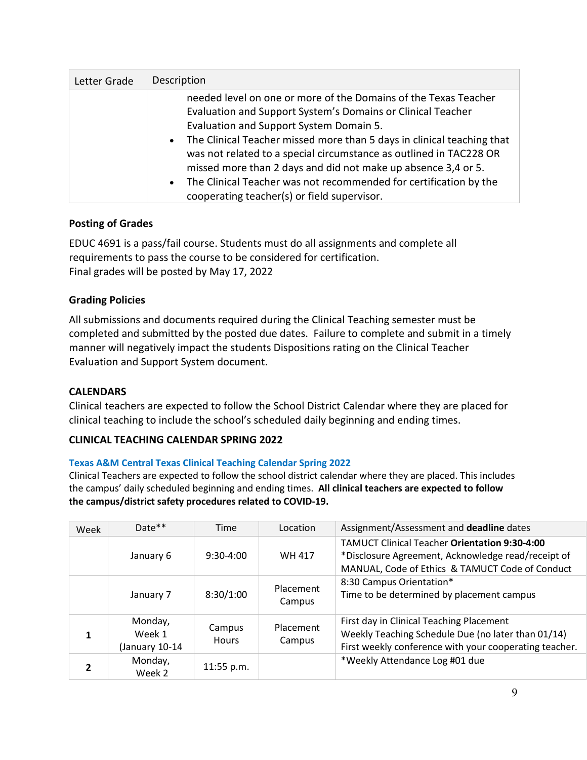| Letter Grade | Description |
| --- | --- |
| | needed level on one or more of the Domains of the Texas Teacher Evaluation and Support System's Domains or Clinical Teacher Evaluation and Support System Domain 5.<br>• The Clinical Teacher missed more than 5 days in clinical teaching that was not related to a special circumstance as outlined in TAC228 OR missed more than 2 days and did not make up absence 3,4 or 5.<br>• The Clinical Teacher was not recommended for certification by the cooperating teacher(s) or field supervisor. |

### Posting of Grades

EDUC 4691 is a pass/fail course. Students must do all assignments and complete all requirements to pass the course to be considered for certification.
Final grades will be posted by May 17, 2022

### Grading Policies

All submissions and documents required during the Clinical Teaching semester must be completed and submitted by the posted due dates. Failure to complete and submit in a timely manner will negatively impact the students Dispositions rating on the Clinical Teacher Evaluation and Support System document.

### CALENDARS

Clinical teachers are expected to follow the School District Calendar where they are placed for clinical teaching to include the school's scheduled daily beginning and ending times.

### CLINICAL TEACHING CALENDAR SPRING 2022

**Texas A&M Central Texas Clinical Teaching Calendar Spring 2022**

Clinical Teachers are expected to follow the school district calendar where they are placed. This includes the campus' daily scheduled beginning and ending times. **All clinical teachers are expected to follow the campus/district safety procedures related to COVID-19.**

| Week | Date** | Time | Location | Assignment/Assessment and **deadline** dates |
| --- | --- | --- | --- | --- |
| | January 6 | 9:30-4:00 | WH 417 | TAMUCT Clinical Teacher **Orientation 9:30-4:00**<br>*Disclosure Agreement, Acknowledge read/receipt of MANUAL, Code of Ethics & TAMUCT Code of Conduct |
| | January 7 | 8:30/1:00 | Placement Campus | 8:30 Campus Orientation*<br>Time to be determined by placement campus |
| **1** | Monday, Week 1 (January 10-14 | Campus Hours | Placement Campus | First day in Clinical Teaching Placement<br>Weekly Teaching Schedule Due (no later than 01/14)<br>First weekly conference with your cooperating teacher. |
| **2** | Monday, Week 2 | 11:55 p.m. | | *Weekly Attendance Log #01 due |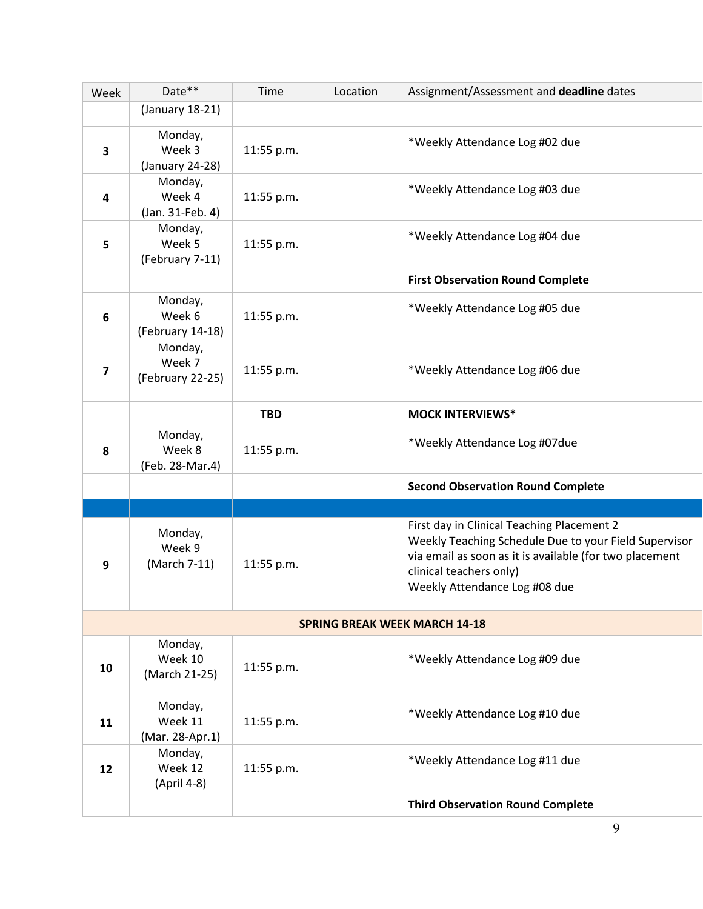| Week | Date** | Time | Location | Assignment/Assessment and **deadline** dates |
|---|---|---|---|---|
| | (January 18-21) | | | |
| **3** | Monday, Week 3 (January 24-28) | 11:55 p.m. | | *Weekly Attendance Log #02 due |
| **4** | Monday, Week 4 (Jan. 31-Feb. 4) | 11:55 p.m. | | *Weekly Attendance Log #03 due |
| **5** | Monday, Week 5 (February 7-11) | 11:55 p.m. | | *Weekly Attendance Log #04 due |
| | | | | **First Observation Round Complete** |
| **6** | Monday, Week 6 (February 14-18) | 11:55 p.m. | | *Weekly Attendance Log #05 due |
| **7** | Monday, Week 7 (February 22-25) | 11:55 p.m. | | *Weekly Attendance Log #06 due |
| | | **TBD** | | **MOCK INTERVIEWS*** |
| **8** | Monday, Week 8 (Feb. 28-Mar.4) | 11:55 p.m. | | *Weekly Attendance Log #07due |
| | | | | **Second Observation Round Complete** |
| | | | | |
| **9** | Monday, Week 9 (March 7-11) | 11:55 p.m. | | First day in Clinical Teaching Placement 2<br>Weekly Teaching Schedule Due to your Field Supervisor via email as soon as it is available (for two placement clinical teachers only)<br>Weekly Attendance Log #08 due |
| **SPRING BREAK WEEK MARCH 14-18** | | | | |
| **10** | Monday, Week 10 (March 21-25) | 11:55 p.m. | | *Weekly Attendance Log #09 due |
| **11** | Monday, Week 11 (Mar. 28-Apr.1) | 11:55 p.m. | | *Weekly Attendance Log #10 due |
| **12** | Monday, Week 12 (April 4-8) | 11:55 p.m. | | *Weekly Attendance Log #11 due |
| | | | | **Third Observation Round Complete** |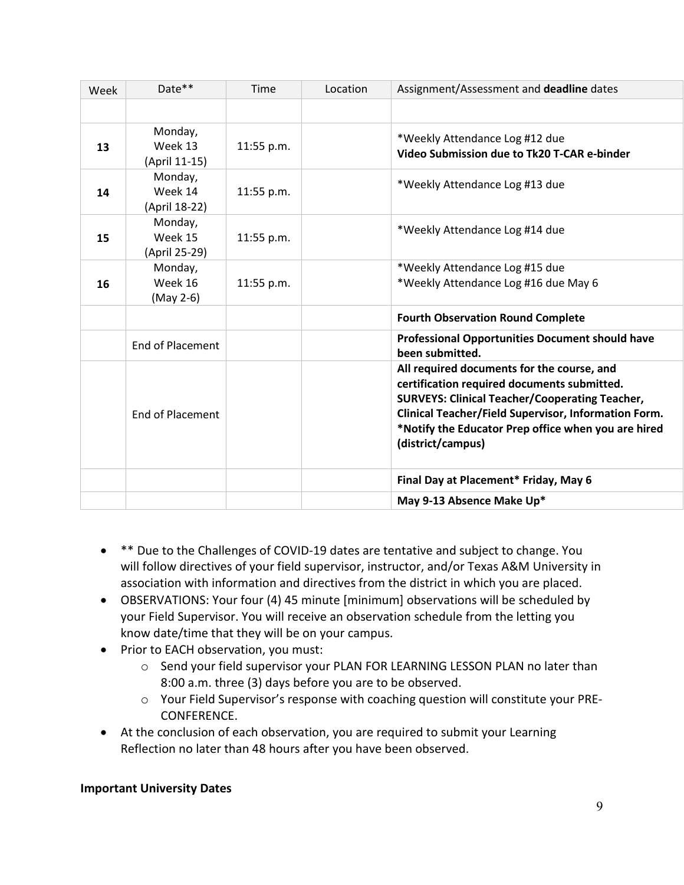| Week | Date** | Time | Location | Assignment/Assessment and **deadline** dates |
|---|---|---|---|---|
| | | | | |
| **13** | Monday, Week 13 (April 11-15) | 11:55 p.m. | | *Weekly Attendance Log #12 due<br>**Video Submission due to Tk20 T-CAR e-binder** |
| **14** | Monday, Week 14 (April 18-22) | 11:55 p.m. | | *Weekly Attendance Log #13 due |
| **15** | Monday, Week 15 (April 25-29) | 11:55 p.m. | | *Weekly Attendance Log #14 due |
| **16** | Monday, Week 16 (May 2-6) | 11:55 p.m. | | *Weekly Attendance Log #15 due<br>*Weekly Attendance Log #16 due May 6 |
| | | | | **Fourth Observation Round Complete** |
| | End of Placement | | | **Professional Opportunities Document should have been submitted.** |
| | End of Placement | | | **All required documents for the course, and certification required documents submitted.<br>SURVEYS: Clinical Teacher/Cooperating Teacher, Clinical Teacher/Field Supervisor, Information Form.<br>*Notify the Educator Prep office when you are hired (district/campus)** |
| | | | | **Final Day at Placement* Friday, May 6** |
| | | | | **May 9-13 Absence Make Up*** |

- ** Due to the Challenges of COVID-19 dates are tentative and subject to change. You will follow directives of your field supervisor, instructor, and/or Texas A&M University in association with information and directives from the district in which you are placed.
- OBSERVATIONS: Your four (4) 45 minute [minimum] observations will be scheduled by your Field Supervisor. You will receive an observation schedule from the letting you know date/time that they will be on your campus.
- Prior to EACH observation, you must:
  - Send your field supervisor your PLAN FOR LEARNING LESSON PLAN no later than 8:00 a.m. three (3) days before you are to be observed.
  - Your Field Supervisor's response with coaching question will constitute your PRE-CONFERENCE.
- At the conclusion of each observation, you are required to submit your Learning Reflection no later than 48 hours after you have been observed.

**Important University Dates**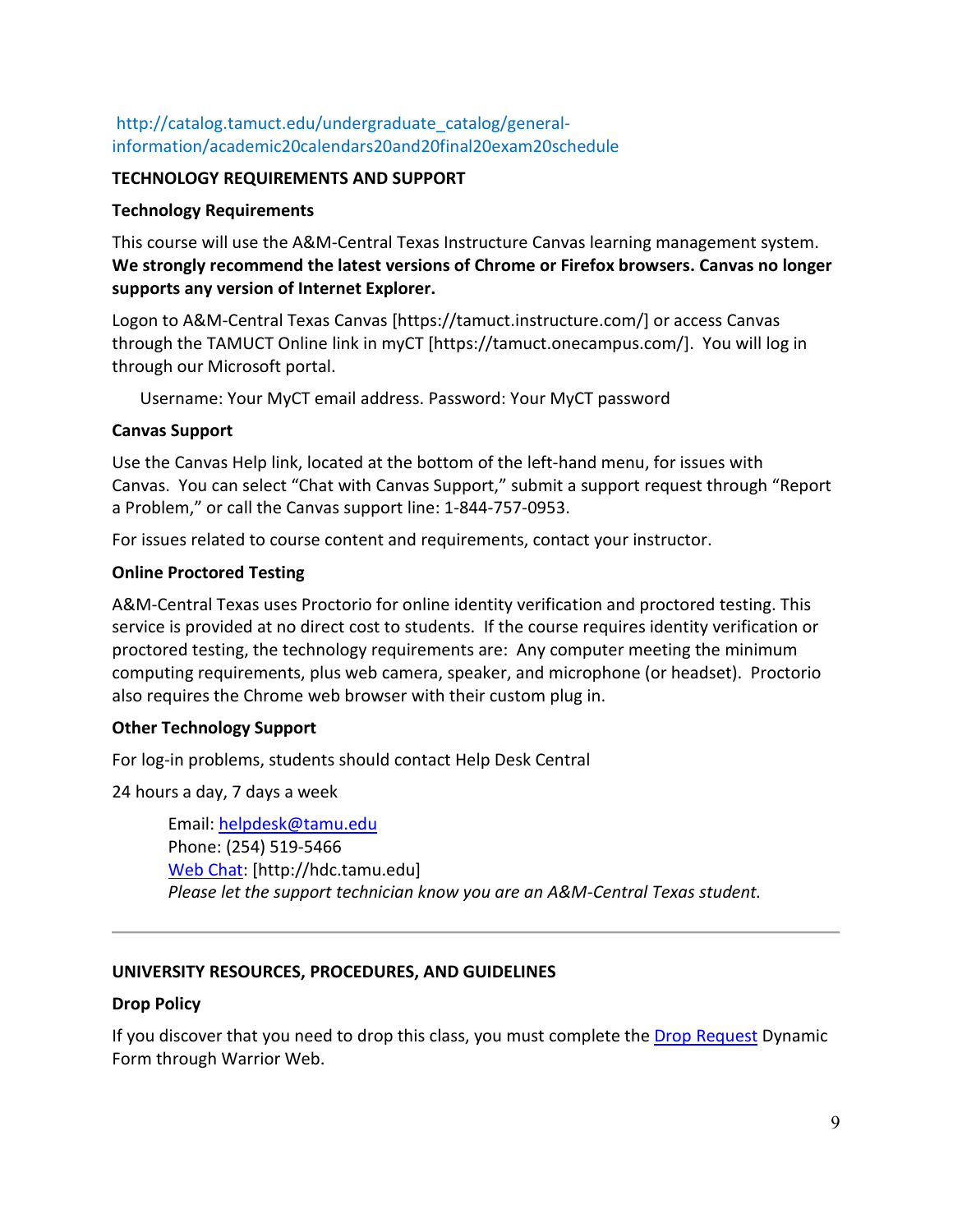http://catalog.tamuct.edu/undergraduate_catalog/general-information/academic20calendars20and20final20exam20schedule

## TECHNOLOGY REQUIREMENTS AND SUPPORT

### Technology Requirements

This course will use the A&M-Central Texas Instructure Canvas learning management system. **We strongly recommend the latest versions of Chrome or Firefox browsers. Canvas no longer supports any version of Internet Explorer.**

Logon to A&M-Central Texas Canvas [https://tamuct.instructure.com/] or access Canvas through the TAMUCT Online link in myCT [https://tamuct.onecampus.com/]. You will log in through our Microsoft portal.

Username: Your MyCT email address. Password: Your MyCT password

### Canvas Support

Use the Canvas Help link, located at the bottom of the left-hand menu, for issues with Canvas. You can select "Chat with Canvas Support," submit a support request through "Report a Problem," or call the Canvas support line: 1-844-757-0953.

For issues related to course content and requirements, contact your instructor.

### Online Proctored Testing

A&M-Central Texas uses Proctorio for online identity verification and proctored testing. This service is provided at no direct cost to students. If the course requires identity verification or proctored testing, the technology requirements are: Any computer meeting the minimum computing requirements, plus web camera, speaker, and microphone (or headset). Proctorio also requires the Chrome web browser with their custom plug in.

### Other Technology Support

For log-in problems, students should contact Help Desk Central

24 hours a day, 7 days a week

Email: helpdesk@tamu.edu
Phone: (254) 519-5466
Web Chat: [http://hdc.tamu.edu]
*Please let the support technician know you are an A&M-Central Texas student.*

---

## UNIVERSITY RESOURCES, PROCEDURES, AND GUIDELINES

### Drop Policy

If you discover that you need to drop this class, you must complete the Drop Request Dynamic Form through Warrior Web.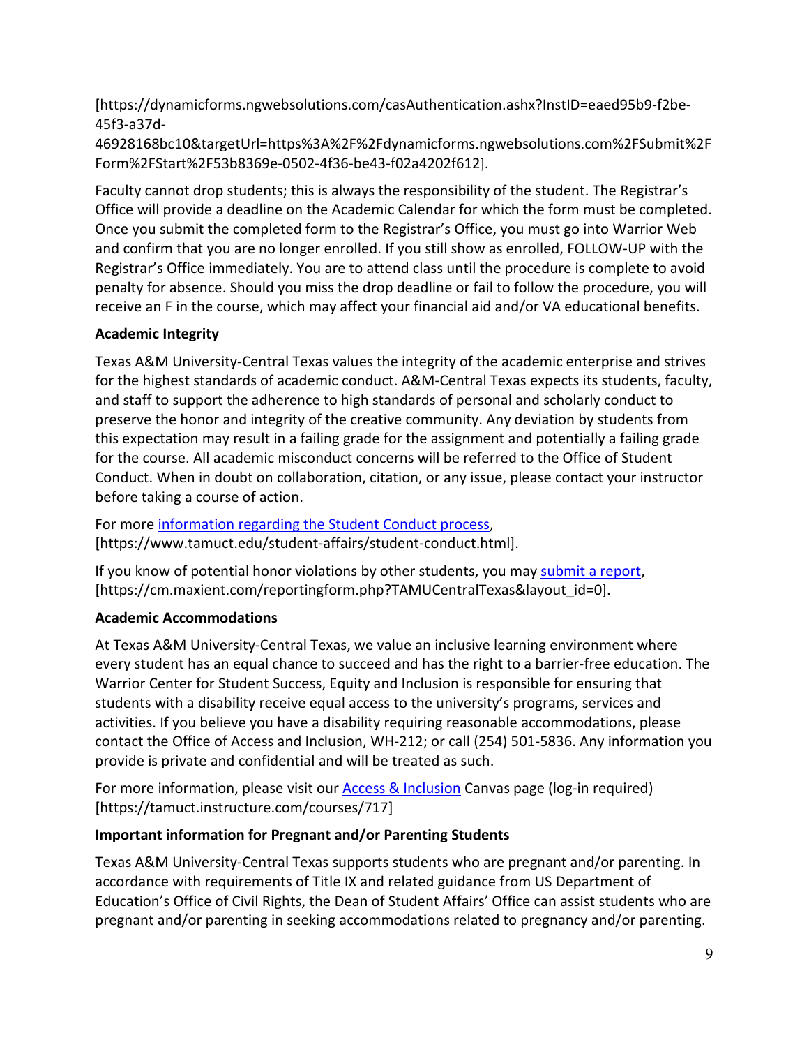[https://dynamicforms.ngwebsolutions.com/casAuthentication.ashx?InstID=eaed95b9-f2be-45f3-a37d-46928168bc10&targetUrl=https%3A%2F%2Fdynamicforms.ngwebsolutions.com%2FSubmit%2FForm%2FStart%2F53b8369e-0502-4f36-be43-f02a4202f612].

Faculty cannot drop students; this is always the responsibility of the student. The Registrar's Office will provide a deadline on the Academic Calendar for which the form must be completed. Once you submit the completed form to the Registrar's Office, you must go into Warrior Web and confirm that you are no longer enrolled. If you still show as enrolled, FOLLOW-UP with the Registrar's Office immediately. You are to attend class until the procedure is complete to avoid penalty for absence. Should you miss the drop deadline or fail to follow the procedure, you will receive an F in the course, which may affect your financial aid and/or VA educational benefits.

**Academic Integrity**

Texas A&M University-Central Texas values the integrity of the academic enterprise and strives for the highest standards of academic conduct. A&M-Central Texas expects its students, faculty, and staff to support the adherence to high standards of personal and scholarly conduct to preserve the honor and integrity of the creative community. Any deviation by students from this expectation may result in a failing grade for the assignment and potentially a failing grade for the course. All academic misconduct concerns will be referred to the Office of Student Conduct. When in doubt on collaboration, citation, or any issue, please contact your instructor before taking a course of action.

For more information regarding the Student Conduct process, [https://www.tamuct.edu/student-affairs/student-conduct.html].

If you know of potential honor violations by other students, you may submit a report, [https://cm.maxient.com/reportingform.php?TAMUCentralTexas&layout_id=0].

**Academic Accommodations**

At Texas A&M University-Central Texas, we value an inclusive learning environment where every student has an equal chance to succeed and has the right to a barrier-free education. The Warrior Center for Student Success, Equity and Inclusion is responsible for ensuring that students with a disability receive equal access to the university's programs, services and activities. If you believe you have a disability requiring reasonable accommodations, please contact the Office of Access and Inclusion, WH-212; or call (254) 501-5836. Any information you provide is private and confidential and will be treated as such.

For more information, please visit our Access & Inclusion Canvas page (log-in required) [https://tamuct.instructure.com/courses/717]

**Important information for Pregnant and/or Parenting Students**

Texas A&M University-Central Texas supports students who are pregnant and/or parenting. In accordance with requirements of Title IX and related guidance from US Department of Education's Office of Civil Rights, the Dean of Student Affairs' Office can assist students who are pregnant and/or parenting in seeking accommodations related to pregnancy and/or parenting.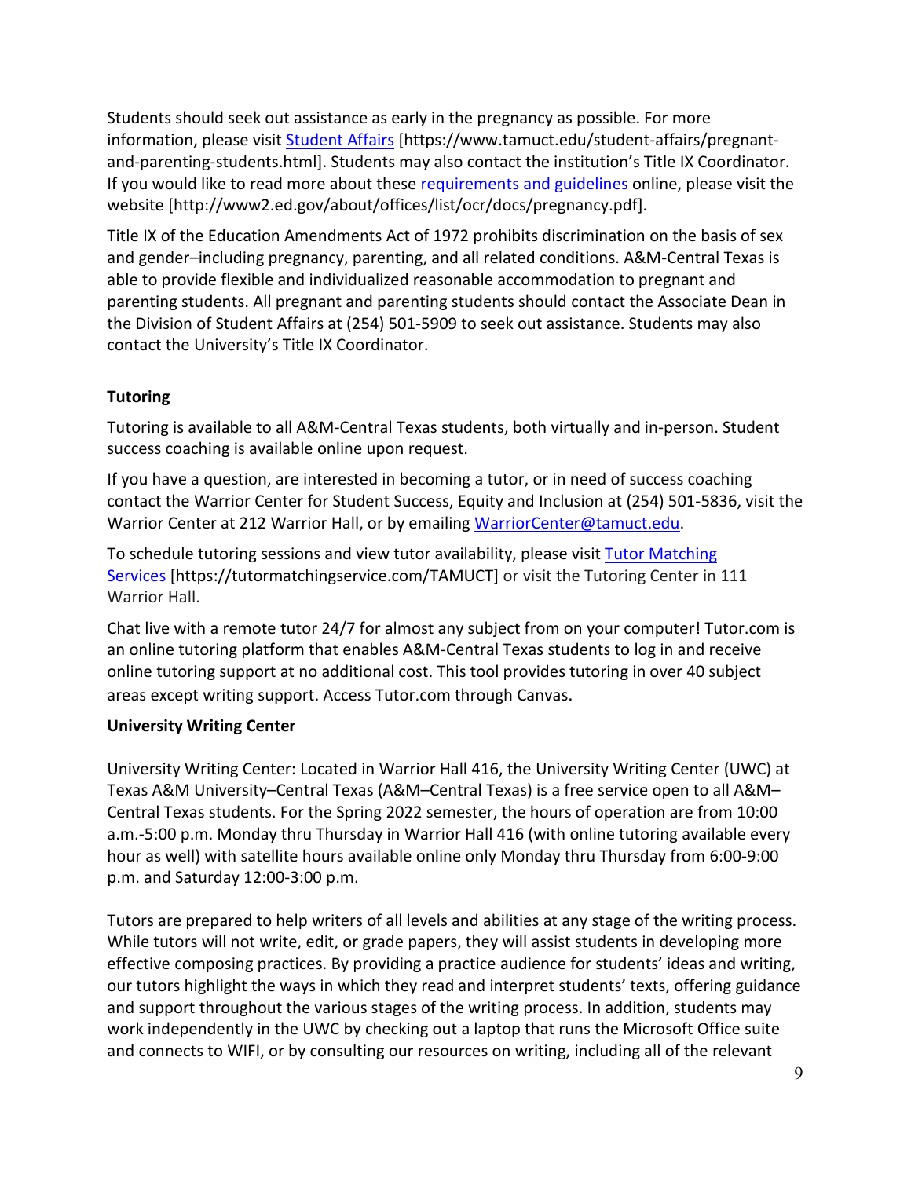Students should seek out assistance as early in the pregnancy as possible. For more information, please visit [Student Affairs](https://www.tamuct.edu/student-affairs/pregnant-and-parenting-students.html) [https://www.tamuct.edu/student-affairs/pregnant-and-parenting-students.html]. Students may also contact the institution's Title IX Coordinator. If you would like to read more about these [requirements and guidelines](http://www2.ed.gov/about/offices/list/ocr/docs/pregnancy.pdf) online, please visit the website [http://www2.ed.gov/about/offices/list/ocr/docs/pregnancy.pdf].

Title IX of the Education Amendments Act of 1972 prohibits discrimination on the basis of sex and gender–including pregnancy, parenting, and all related conditions. A&M-Central Texas is able to provide flexible and individualized reasonable accommodation to pregnant and parenting students. All pregnant and parenting students should contact the Associate Dean in the Division of Student Affairs at (254) 501-5909 to seek out assistance. Students may also contact the University's Title IX Coordinator.

**Tutoring**

Tutoring is available to all A&M-Central Texas students, both virtually and in-person. Student success coaching is available online upon request.

If you have a question, are interested in becoming a tutor, or in need of success coaching contact the Warrior Center for Student Success, Equity and Inclusion at (254) 501-5836, visit the Warrior Center at 212 Warrior Hall, or by emailing [WarriorCenter@tamuct.edu](mailto:WarriorCenter@tamuct.edu).

To schedule tutoring sessions and view tutor availability, please visit [Tutor Matching Services](https://tutormatchingservice.com/TAMUCT) [https://tutormatchingservice.com/TAMUCT] or visit the Tutoring Center in 111 Warrior Hall.

Chat live with a remote tutor 24/7 for almost any subject from on your computer! Tutor.com is an online tutoring platform that enables A&M-Central Texas students to log in and receive online tutoring support at no additional cost. This tool provides tutoring in over 40 subject areas except writing support. Access Tutor.com through Canvas.

**University Writing Center**

University Writing Center: Located in Warrior Hall 416, the University Writing Center (UWC) at Texas A&M University–Central Texas (A&M–Central Texas) is a free service open to all A&M–Central Texas students. For the Spring 2022 semester, the hours of operation are from 10:00 a.m.-5:00 p.m. Monday thru Thursday in Warrior Hall 416 (with online tutoring available every hour as well) with satellite hours available online only Monday thru Thursday from 6:00-9:00 p.m. and Saturday 12:00-3:00 p.m.

Tutors are prepared to help writers of all levels and abilities at any stage of the writing process. While tutors will not write, edit, or grade papers, they will assist students in developing more effective composing practices. By providing a practice audience for students' ideas and writing, our tutors highlight the ways in which they read and interpret students' texts, offering guidance and support throughout the various stages of the writing process. In addition, students may work independently in the UWC by checking out a laptop that runs the Microsoft Office suite and connects to WIFI, or by consulting our resources on writing, including all of the relevant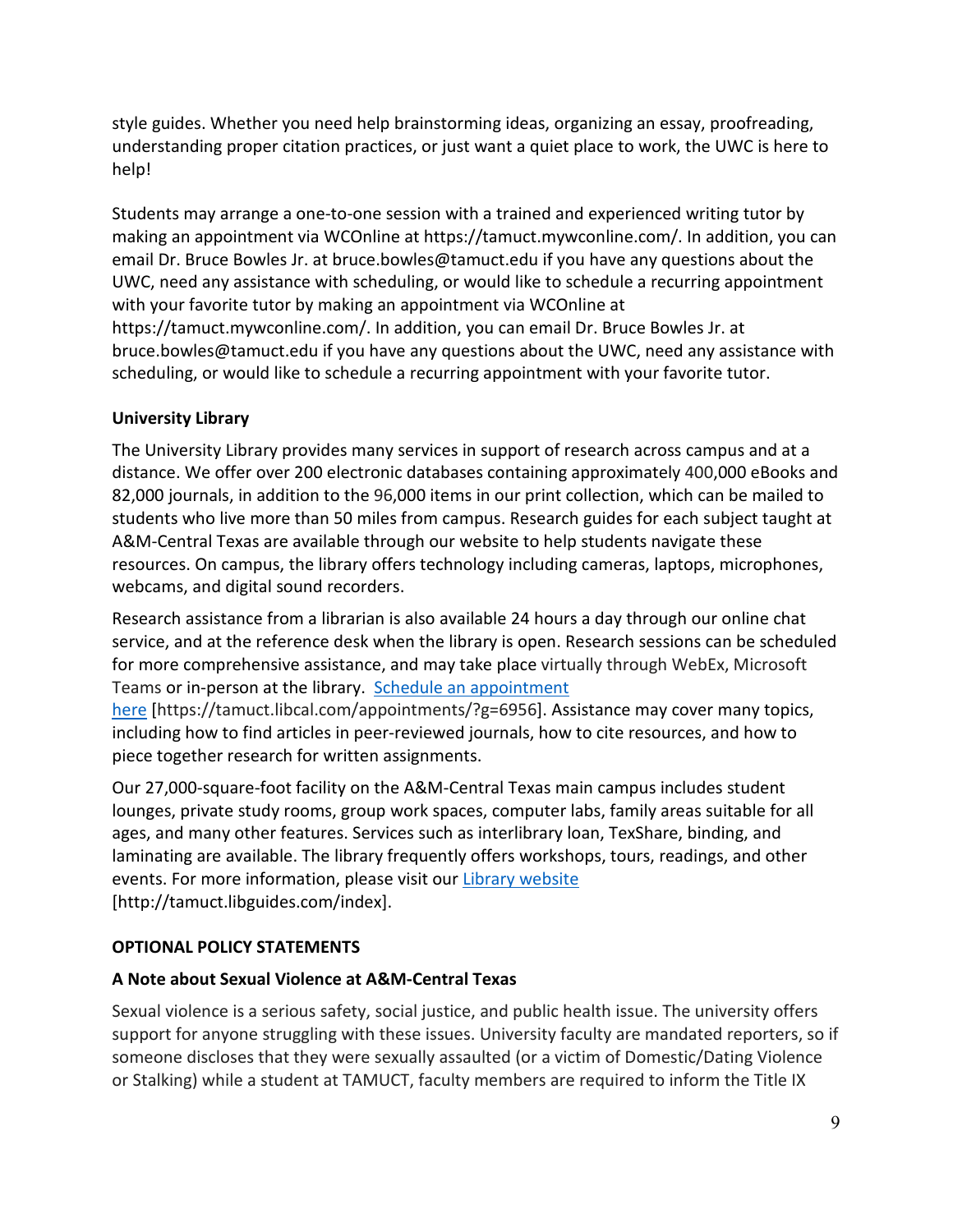style guides. Whether you need help brainstorming ideas, organizing an essay, proofreading, understanding proper citation practices, or just want a quiet place to work, the UWC is here to help!

Students may arrange a one-to-one session with a trained and experienced writing tutor by making an appointment via WCOnline at https://tamuct.mywconline.com/. In addition, you can email Dr. Bruce Bowles Jr. at bruce.bowles@tamuct.edu if you have any questions about the UWC, need any assistance with scheduling, or would like to schedule a recurring appointment with your favorite tutor by making an appointment via WCOnline at https://tamuct.mywconline.com/. In addition, you can email Dr. Bruce Bowles Jr. at bruce.bowles@tamuct.edu if you have any questions about the UWC, need any assistance with scheduling, or would like to schedule a recurring appointment with your favorite tutor.

**University Library**

The University Library provides many services in support of research across campus and at a distance. We offer over 200 electronic databases containing approximately 400,000 eBooks and 82,000 journals, in addition to the 96,000 items in our print collection, which can be mailed to students who live more than 50 miles from campus. Research guides for each subject taught at A&M-Central Texas are available through our website to help students navigate these resources. On campus, the library offers technology including cameras, laptops, microphones, webcams, and digital sound recorders.

Research assistance from a librarian is also available 24 hours a day through our online chat service, and at the reference desk when the library is open. Research sessions can be scheduled for more comprehensive assistance, and may take place virtually through WebEx, Microsoft Teams or in-person at the library. Schedule an appointment here [https://tamuct.libcal.com/appointments/?g=6956]. Assistance may cover many topics, including how to find articles in peer-reviewed journals, how to cite resources, and how to piece together research for written assignments.

Our 27,000-square-foot facility on the A&M-Central Texas main campus includes student lounges, private study rooms, group work spaces, computer labs, family areas suitable for all ages, and many other features. Services such as interlibrary loan, TexShare, binding, and laminating are available. The library frequently offers workshops, tours, readings, and other events. For more information, please visit our Library website [http://tamuct.libguides.com/index].

**OPTIONAL POLICY STATEMENTS**

**A Note about Sexual Violence at A&M-Central Texas**

Sexual violence is a serious safety, social justice, and public health issue. The university offers support for anyone struggling with these issues. University faculty are mandated reporters, so if someone discloses that they were sexually assaulted (or a victim of Domestic/Dating Violence or Stalking) while a student at TAMUCT, faculty members are required to inform the Title IX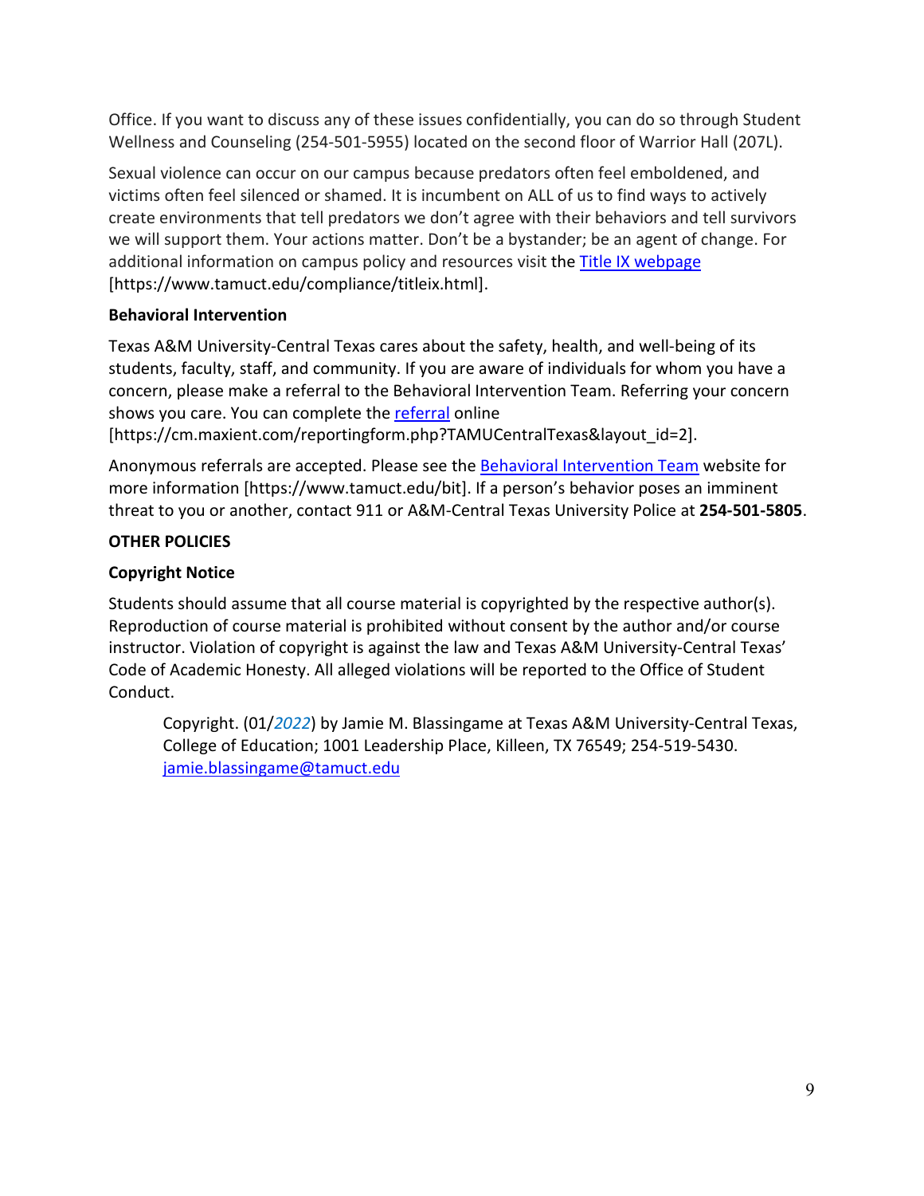Office. If you want to discuss any of these issues confidentially, you can do so through Student Wellness and Counseling (254-501-5955) located on the second floor of Warrior Hall (207L).

Sexual violence can occur on our campus because predators often feel emboldened, and victims often feel silenced or shamed. It is incumbent on ALL of us to find ways to actively create environments that tell predators we don't agree with their behaviors and tell survivors we will support them. Your actions matter. Don't be a bystander; be an agent of change. For additional information on campus policy and resources visit the [Title IX webpage](https://www.tamuct.edu/compliance/titleix.html) [https://www.tamuct.edu/compliance/titleix.html].

**Behavioral Intervention**

Texas A&M University-Central Texas cares about the safety, health, and well-being of its students, faculty, staff, and community. If you are aware of individuals for whom you have a concern, please make a referral to the Behavioral Intervention Team. Referring your concern shows you care. You can complete the [referral](https://cm.maxient.com/reportingform.php?TAMUCentralTexas&layout_id=2) online [https://cm.maxient.com/reportingform.php?TAMUCentralTexas&layout_id=2].

Anonymous referrals are accepted. Please see the [Behavioral Intervention Team](https://www.tamuct.edu/bit) website for more information [https://www.tamuct.edu/bit]. If a person's behavior poses an imminent threat to you or another, contact 911 or A&M-Central Texas University Police at **254-501-5805**.

**OTHER POLICIES**

**Copyright Notice**

Students should assume that all course material is copyrighted by the respective author(s). Reproduction of course material is prohibited without consent by the author and/or course instructor. Violation of copyright is against the law and Texas A&M University-Central Texas' Code of Academic Honesty. All alleged violations will be reported to the Office of Student Conduct.

> Copyright. (01/*2022*) by Jamie M. Blassingame at Texas A&M University-Central Texas, College of Education; 1001 Leadership Place, Killeen, TX 76549; 254-519-5430. [jamie.blassingame@tamuct.edu](mailto:jamie.blassingame@tamuct.edu)